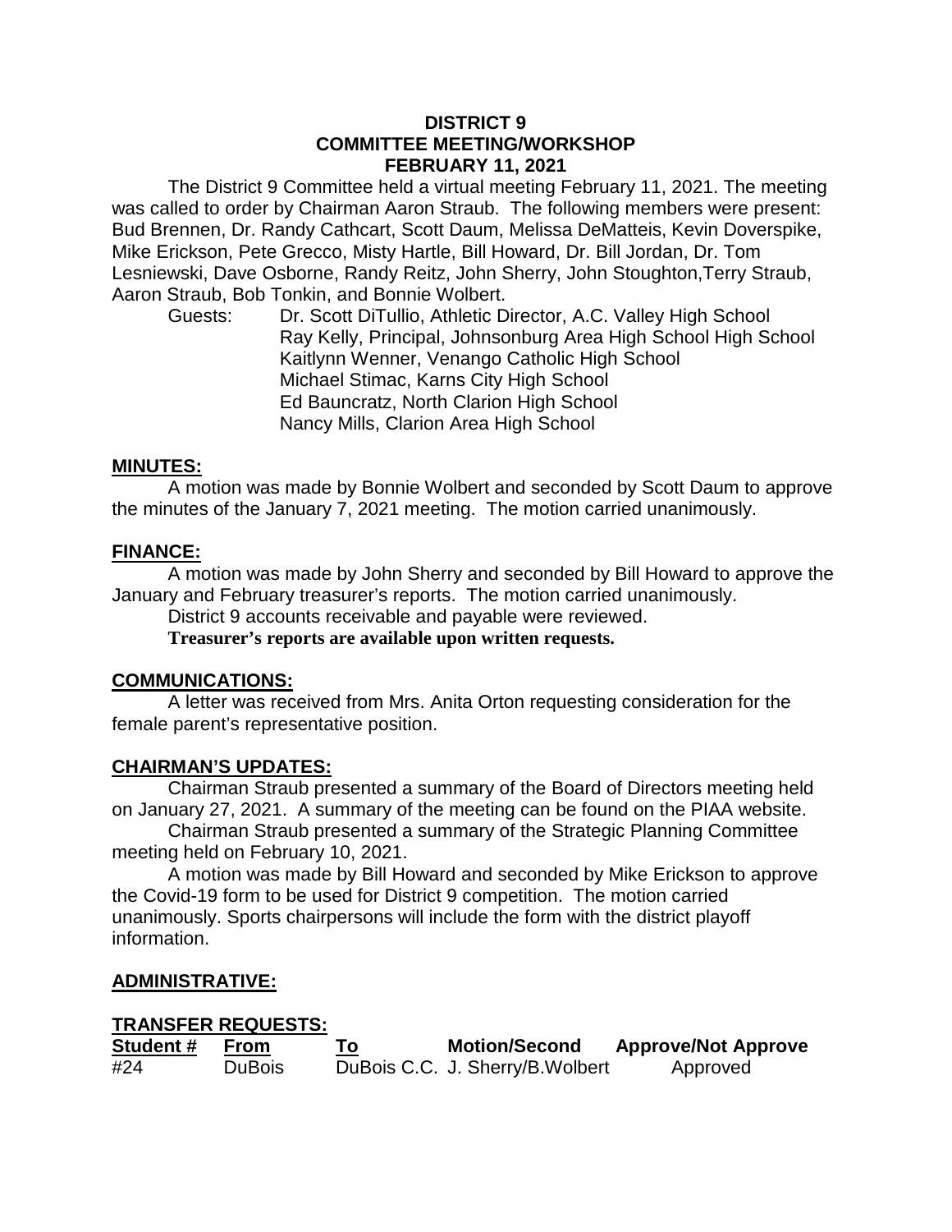**DISTRICT 9**
**COMMITTEE MEETING/WORKSHOP**
**FEBRUARY 11, 2021**

The District 9 Committee held a virtual meeting February 11, 2021. The meeting was called to order by Chairman Aaron Straub. The following members were present: Bud Brennen, Dr. Randy Cathcart, Scott Daum, Melissa DeMatteis, Kevin Doverspike, Mike Erickson, Pete Grecco, Misty Hartle, Bill Howard, Dr. Bill Jordan, Dr. Tom Lesniewski, Dave Osborne, Randy Reitz, John Sherry, John Stoughton,Terry Straub, Aaron Straub, Bob Tonkin, and Bonnie Wolbert.

Guests: Dr. Scott DiTullio, Athletic Director, A.C. Valley High School
Ray Kelly, Principal, Johnsonburg Area High School High School
Kaitlynn Wenner, Venango Catholic High School
Michael Stimac, Karns City High School
Ed Bauncratz, North Clarion High School
Nancy Mills, Clarion Area High School

## MINUTES:

A motion was made by Bonnie Wolbert and seconded by Scott Daum to approve the minutes of the January 7, 2021 meeting. The motion carried unanimously.

## FINANCE:

A motion was made by John Sherry and seconded by Bill Howard to approve the January and February treasurer's reports. The motion carried unanimously.

District 9 accounts receivable and payable were reviewed.

**Treasurer's reports are available upon written requests.**

## COMMUNICATIONS:

A letter was received from Mrs. Anita Orton requesting consideration for the female parent's representative position.

## CHAIRMAN'S UPDATES:

Chairman Straub presented a summary of the Board of Directors meeting held on January 27, 2021. A summary of the meeting can be found on the PIAA website.

Chairman Straub presented a summary of the Strategic Planning Committee meeting held on February 10, 2021.

A motion was made by Bill Howard and seconded by Mike Erickson to approve the Covid-19 form to be used for District 9 competition. The motion carried unanimously. Sports chairpersons will include the form with the district playoff information.

## ADMINISTRATIVE:

## TRANSFER REQUESTS:

| Student # | From | To | Motion/Second | Approve/Not Approve |
|---|---|---|---|---|
| #24 | DuBois | DuBois C.C. | J. Sherry/B.Wolbert | Approved |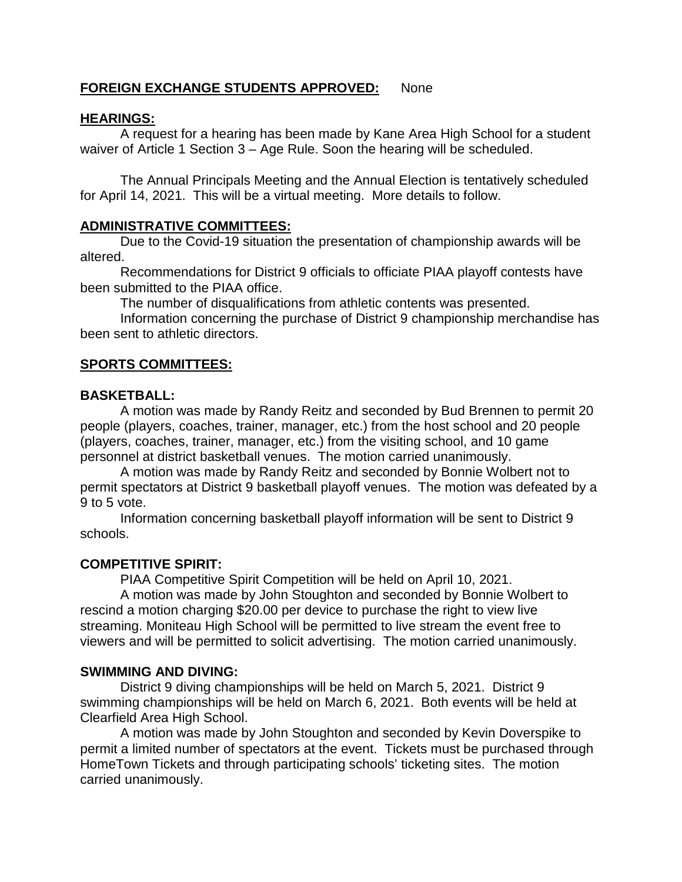**FOREIGN EXCHANGE STUDENTS APPROVED:** None

**HEARINGS:**

A request for a hearing has been made by Kane Area High School for a student waiver of Article 1 Section 3 – Age Rule. Soon the hearing will be scheduled.

The Annual Principals Meeting and the Annual Election is tentatively scheduled for April 14, 2021. This will be a virtual meeting. More details to follow.

**ADMINISTRATIVE COMMITTEES:**

Due to the Covid-19 situation the presentation of championship awards will be altered.

Recommendations for District 9 officials to officiate PIAA playoff contests have been submitted to the PIAA office.

The number of disqualifications from athletic contents was presented.

Information concerning the purchase of District 9 championship merchandise has been sent to athletic directors.

**SPORTS COMMITTEES:**

**BASKETBALL:**

A motion was made by Randy Reitz and seconded by Bud Brennen to permit 20 people (players, coaches, trainer, manager, etc.) from the host school and 20 people (players, coaches, trainer, manager, etc.) from the visiting school, and 10 game personnel at district basketball venues. The motion carried unanimously.

A motion was made by Randy Reitz and seconded by Bonnie Wolbert not to permit spectators at District 9 basketball playoff venues. The motion was defeated by a 9 to 5 vote.

Information concerning basketball playoff information will be sent to District 9 schools.

**COMPETITIVE SPIRIT:**

PIAA Competitive Spirit Competition will be held on April 10, 2021.

A motion was made by John Stoughton and seconded by Bonnie Wolbert to rescind a motion charging $20.00 per device to purchase the right to view live streaming. Moniteau High School will be permitted to live stream the event free to viewers and will be permitted to solicit advertising. The motion carried unanimously.

**SWIMMING AND DIVING:**

District 9 diving championships will be held on March 5, 2021. District 9 swimming championships will be held on March 6, 2021. Both events will be held at Clearfield Area High School.

A motion was made by John Stoughton and seconded by Kevin Doverspike to permit a limited number of spectators at the event. Tickets must be purchased through HomeTown Tickets and through participating schools' ticketing sites. The motion carried unanimously.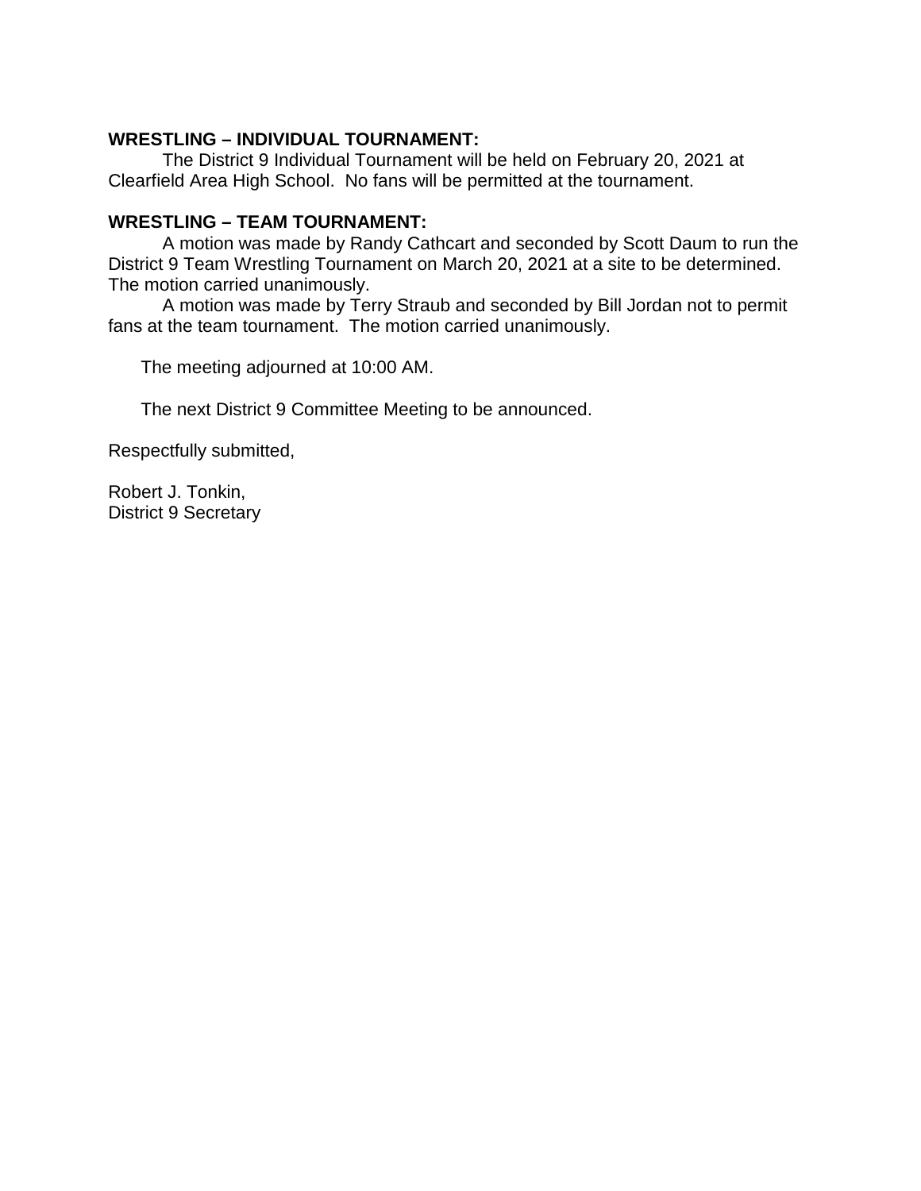**WRESTLING – INDIVIDUAL TOURNAMENT:**

The District 9 Individual Tournament will be held on February 20, 2021 at Clearfield Area High School. No fans will be permitted at the tournament.

**WRESTLING – TEAM TOURNAMENT:**

A motion was made by Randy Cathcart and seconded by Scott Daum to run the District 9 Team Wrestling Tournament on March 20, 2021 at a site to be determined. The motion carried unanimously.

A motion was made by Terry Straub and seconded by Bill Jordan not to permit fans at the team tournament. The motion carried unanimously.

The meeting adjourned at 10:00 AM.

The next District 9 Committee Meeting to be announced.

Respectfully submitted,

Robert J. Tonkin,
District 9 Secretary